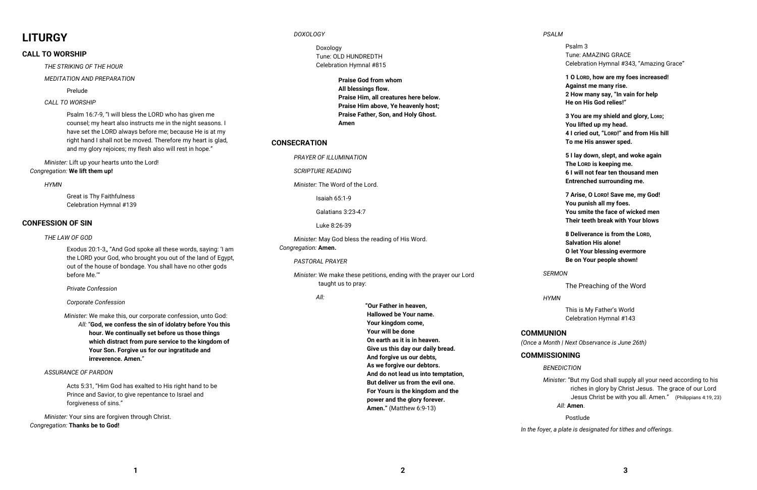# LITURGY

## CALL TO WORSHIP

*THE STRIKING OF THE HOUR*

*MEDITATION AND PREPARATION*

Prelude

*CALL TO WORSHIP*

Psalm 16:7-9, "I will bless the LORD who has given me counsel; my heart also instructs me in the night seasons. I have set the LORD always before me; because He is at my right hand I shall not be moved. Therefore my heart is glad, and my glory rejoices; my flesh also will rest in hope."

*Minister:* Lift up your hearts unto the Lord!
*Congregation:* **We lift them up!**

*HYMN*

Great is Thy Faithfulness
Celebration Hymnal #139

## CONFESSION OF SIN

*THE LAW OF GOD*

Exodus 20:1-3,, "And God spoke all these words, saying: 'I am the LORD your God, who brought you out of the land of Egypt, out of the house of bondage. You shall have no other gods before Me.'"

*Private Confession*

*Corporate Confession*

*Minister:* We make this, our corporate confession, unto God:
*All:* "**God, we confess the sin of idolatry before You this hour. We continually set before us those things which distract from pure service to the kingdom of Your Son. Forgive us for our ingratitude and irreverence. Amen.**"

*ASSURANCE OF PARDON*

Acts 5:31, "Him God has exalted to His right hand to be Prince and Savior, to give repentance to Israel and forgiveness of sins."

*Minister:* Your sins are forgiven through Christ.
*Congregation:* **Thanks be to God!**

*DOXOLOGY*

Doxology
Tune: OLD HUNDREDTH
Celebration Hymnal #815

**Praise God from whom**
**All blessings flow.**
**Praise Him, all creatures here below.**
**Praise Him above, Ye heavenly host;**
**Praise Father, Son, and Holy Ghost.**
**Amen**

## CONSECRATION

*PRAYER OF ILLUMINATION*

*SCRIPTURE READING*

*Minister:* The Word of the Lord.

Isaiah 65:1-9

Galatians 3:23-4:7

Luke 8:26-39

*Minister:* May God bless the reading of His Word.
*Congregation:* **Amen.**

*PASTORAL PRAYER*

*Minister:* We make these petitions, ending with the prayer our Lord taught us to pray:

*All:*

**"Our Father in heaven,**
**Hallowed be Your name.**
**Your kingdom come,**
**Your will be done**
**On earth as it is in heaven.**
**Give us this day our daily bread.**
**And forgive us our debts,**
**As we forgive our debtors.**
**And do not lead us into temptation,**
**But deliver us from the evil one.**
**For Yours is the kingdom and the power and the glory forever.**
**Amen."** (Matthew 6:9-13)

*PSALM*

Psalm 3
Tune: AMAZING GRACE
Celebration Hymnal #343, "Amazing Grace"

**1 O LORD, how are my foes increased!**
**Against me many rise.**
**2 How many say, "In vain for help**
**He on His God relies!"**

**3 You are my shield and glory, LORD;**
**You lifted up my head.**
**4 I cried out, "LORD!" and from His hill**
**To me His answer sped.**

**5 I lay down, slept, and woke again**
**The LORD is keeping me.**
**6 I will not fear ten thousand men**
**Entrenched surrounding me.**

**7 Arise, O LORD! Save me, my God!**
**You punish all my foes.**
**You smite the face of wicked men**
**Their teeth break with Your blows**

**8 Deliverance is from the LORD,**
**Salvation His alone!**
**O let Your blessing evermore**
**Be on Your people shown!**

*SERMON*

The Preaching of the Word

*HYMN*

This is My Father's World
Celebration Hymnal #143

## COMMUNION

*(Once a Month | Next Observance is June 26th)*

## COMMISSIONING

*BENEDICTION*

*Minister:* "But my God shall supply all your need according to his riches in glory by Christ Jesus. The grace of our Lord Jesus Christ be with you all. Amen." (Philippians 4:19, 23)
*All:* **Amen**.

Postlude

*In the foyer, a plate is designated for tithes and offerings.*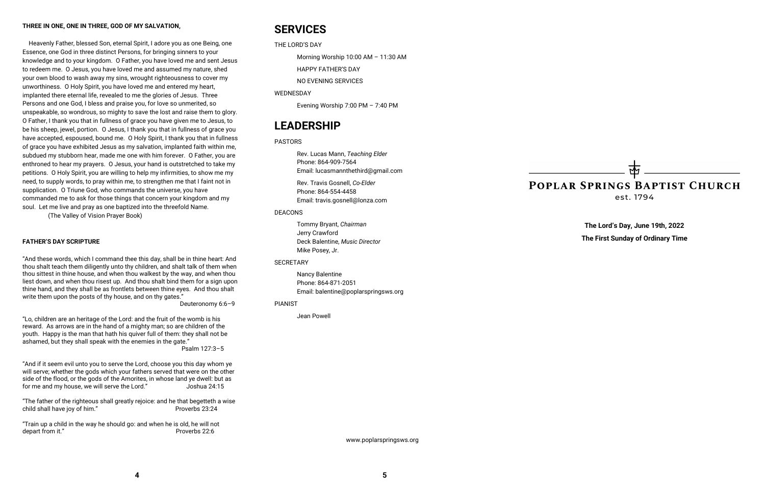**THREE IN ONE, ONE IN THREE, GOD OF MY SALVATION,**

Heavenly Father, blessed Son, eternal Spirit, I adore you as one Being, one Essence, one God in three distinct Persons, for bringing sinners to your knowledge and to your kingdom. O Father, you have loved me and sent Jesus to redeem me. O Jesus, you have loved me and assumed my nature, shed your own blood to wash away my sins, wrought righteousness to cover my unworthiness. O Holy Spirit, you have loved me and entered my heart, implanted there eternal life, revealed to me the glories of Jesus. Three Persons and one God, I bless and praise you, for love so unmerited, so unspeakable, so wondrous, so mighty to save the lost and raise them to glory. O Father, I thank you that in fullness of grace you have given me to Jesus, to be his sheep, jewel, portion. O Jesus, I thank you that in fullness of grace you have accepted, espoused, bound me. O Holy Spirit, I thank you that in fullness of grace you have exhibited Jesus as my salvation, implanted faith within me, subdued my stubborn hear, made me one with him forever. O Father, you are enthroned to hear my prayers. O Jesus, your hand is outstretched to take my petitions. O Holy Spirit, you are willing to help my infirmities, to show me my need, to supply words, to pray within me, to strengthen me that I faint not in supplication. O Triune God, who commands the universe, you have commanded me to ask for those things that concern your kingdom and my soul. Let me live and pray as one baptized into the threefold Name.

(The Valley of Vision Prayer Book)

**FATHER'S DAY SCRIPTURE**

"And these words, which I command thee this day, shall be in thine heart: And thou shalt teach them diligently unto thy children, and shalt talk of them when thou sittest in thine house, and when thou walkest by the way, and when thou liest down, and when thou risest up. And thou shalt bind them for a sign upon thine hand, and they shall be as frontlets between thine eyes. And thou shalt write them upon the posts of thy house, and on thy gates."
Deuteronomy 6:6–9

"Lo, children are an heritage of the Lord: and the fruit of the womb is his reward. As arrows are in the hand of a mighty man; so are children of the youth. Happy is the man that hath his quiver full of them: they shall not be ashamed, but they shall speak with the enemies in the gate."
Psalm 127:3–5

"And if it seem evil unto you to serve the Lord, choose you this day whom ye will serve; whether the gods which your fathers served that were on the other side of the flood, or the gods of the Amorites, in whose land ye dwell: but as for me and my house, we will serve the Lord." Joshua 24:15

"The father of the righteous shall greatly rejoice: and he that begetteth a wise child shall have joy of him." Proverbs 23:24

"Train up a child in the way he should go: and when he is old, he will not depart from it." Proverbs 22:6

## SERVICES

THE LORD'S DAY

Morning Worship 10:00 AM – 11:30 AM

HAPPY FATHER'S DAY

NO EVENING SERVICES

WEDNESDAY

Evening Worship 7:00 PM – 7:40 PM

## LEADERSHIP

PASTORS

Rev. Lucas Mann, *Teaching Elder*
Phone: 864-909-7564
Email: lucasmannthethird@gmail.com

Rev. Travis Gosnell, *Co-Elder*
Phone: 864-554-4458
Email: travis.gosnell@lonza.com

DEACONS

Tommy Bryant, *Chairman*
Jerry Crawford
Deck Balentine, *Music Director*
Mike Posey, Jr.

SECRETARY

Nancy Balentine
Phone: 864-871-2051
Email: balentine@poplarspringsws.org

PIANIST

Jean Powell

www.poplarspringsws.org

# POPLAR SPRINGS BAPTIST CHURCH

est. 1794

**The Lord's Day, June 19th, 2022**

**The First Sunday of Ordinary Time**